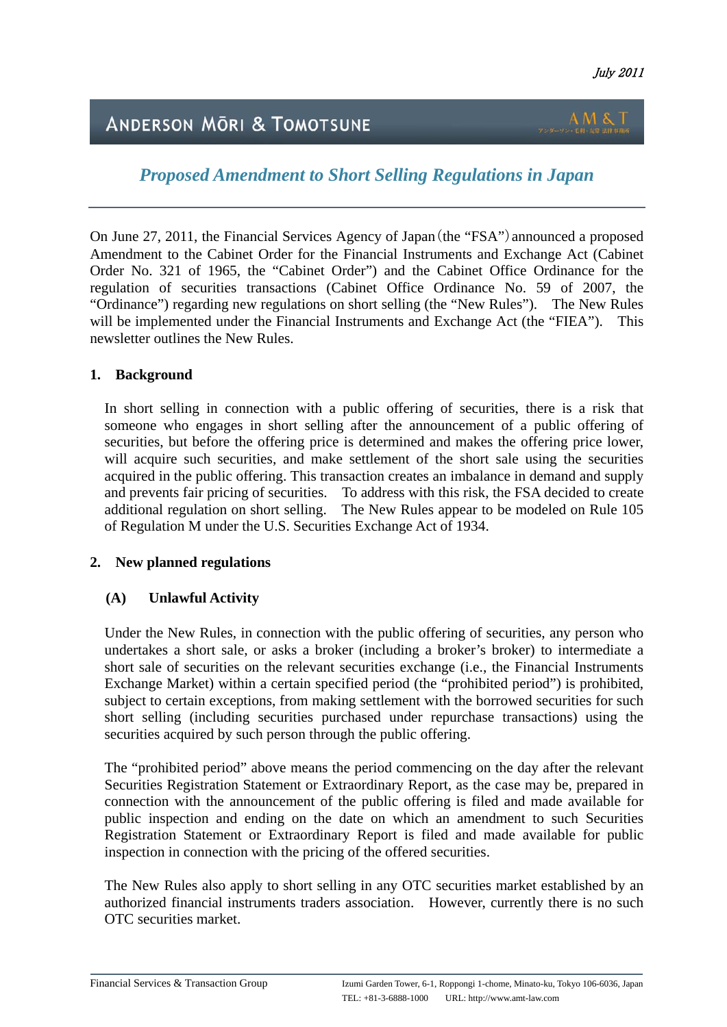July 2011

ANDERSON MŌRI & TOMOTSUNE

# *Proposed Amendment to Short Selling Regulations in Japan*

On June 27, 2011, the Financial Services Agency of Japan (the "FSA") announced a proposed Amendment to the Cabinet Order for the Financial Instruments and Exchange Act (Cabinet Order No. 321 of 1965, the "Cabinet Order") and the Cabinet Office Ordinance for the regulation of securities transactions (Cabinet Office Ordinance No. 59 of 2007, the "Ordinance") regarding new regulations on short selling (the "New Rules"). The New Rules will be implemented under the Financial Instruments and Exchange Act (the "FIEA"). This newsletter outlines the New Rules.

## 1. Background

In short selling in connection with a public offering of securities, there is a risk that someone who engages in short selling after the announcement of a public offering of securities, but before the offering price is determined and makes the offering price lower, will acquire such securities, and make settlement of the short sale using the securities acquired in the public offering. This transaction creates an imbalance in demand and supply and prevents fair pricing of securities. To address with this risk, the FSA decided to create additional regulation on short selling. The New Rules appear to be modeled on Rule 105 of Regulation M under the U.S. Securities Exchange Act of 1934.

## 2. New planned regulations

### (A) Unlawful Activity

Under the New Rules, in connection with the public offering of securities, any person who undertakes a short sale, or asks a broker (including a broker's broker) to intermediate a short sale of securities on the relevant securities exchange (i.e., the Financial Instruments Exchange Market) within a certain specified period (the "prohibited period") is prohibited, subject to certain exceptions, from making settlement with the borrowed securities for such short selling (including securities purchased under repurchase transactions) using the securities acquired by such person through the public offering.

The "prohibited period" above means the period commencing on the day after the relevant Securities Registration Statement or Extraordinary Report, as the case may be, prepared in connection with the announcement of the public offering is filed and made available for public inspection and ending on the date on which an amendment to such Securities Registration Statement or Extraordinary Report is filed and made available for public inspection in connection with the pricing of the offered securities.

The New Rules also apply to short selling in any OTC securities market established by an authorized financial instruments traders association. However, currently there is no such OTC securities market.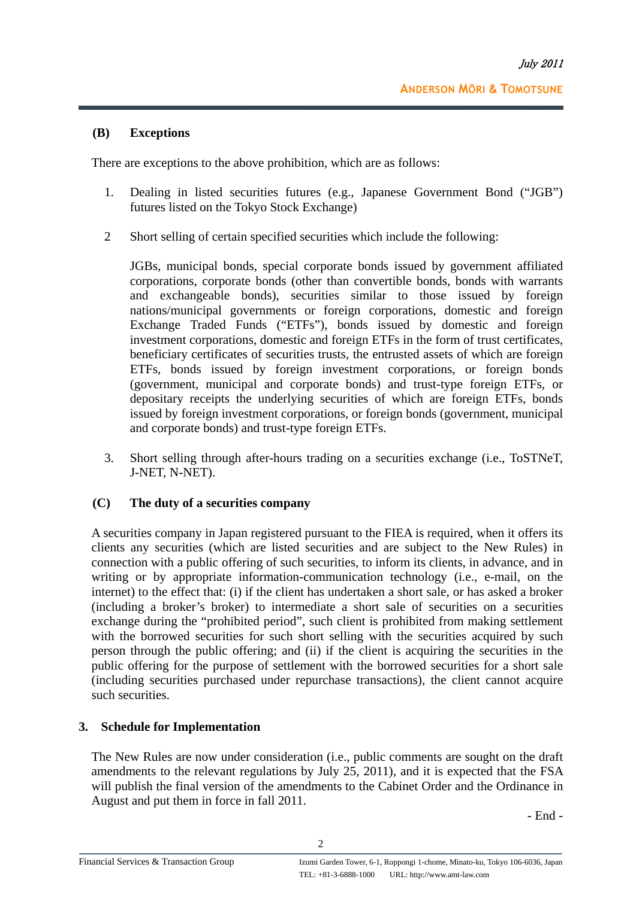### (B) Exceptions

There are exceptions to the above prohibition, which are as follows:

1. Dealing in listed securities futures (e.g., Japanese Government Bond ("JGB") futures listed on the Tokyo Stock Exchange)

2. Short selling of certain specified securities which include the following:

   JGBs, municipal bonds, special corporate bonds issued by government affiliated corporations, corporate bonds (other than convertible bonds, bonds with warrants and exchangeable bonds), securities similar to those issued by foreign nations/municipal governments or foreign corporations, domestic and foreign Exchange Traded Funds ("ETFs"), bonds issued by domestic and foreign investment corporations, domestic and foreign ETFs in the form of trust certificates, beneficiary certificates of securities trusts, the entrusted assets of which are foreign ETFs, bonds issued by foreign investment corporations, or foreign bonds (government, municipal and corporate bonds) and trust-type foreign ETFs, or depositary receipts the underlying securities of which are foreign ETFs, bonds issued by foreign investment corporations, or foreign bonds (government, municipal and corporate bonds) and trust-type foreign ETFs.

3. Short selling through after-hours trading on a securities exchange (i.e., ToSTNeT, J-NET, N-NET).

### (C) The duty of a securities company

A securities company in Japan registered pursuant to the FIEA is required, when it offers its clients any securities (which are listed securities and are subject to the New Rules) in connection with a public offering of such securities, to inform its clients, in advance, and in writing or by appropriate information-communication technology (i.e., e-mail, on the internet) to the effect that: (i) if the client has undertaken a short sale, or has asked a broker (including a broker's broker) to intermediate a short sale of securities on a securities exchange during the "prohibited period", such client is prohibited from making settlement with the borrowed securities for such short selling with the securities acquired by such person through the public offering; and (ii) if the client is acquiring the securities in the public offering for the purpose of settlement with the borrowed securities for a short sale (including securities purchased under repurchase transactions), the client cannot acquire such securities.

## 3. Schedule for Implementation

The New Rules are now under consideration (i.e., public comments are sought on the draft amendments to the relevant regulations by July 25, 2011), and it is expected that the FSA will publish the final version of the amendments to the Cabinet Order and the Ordinance in August and put them in force in fall 2011.

- End -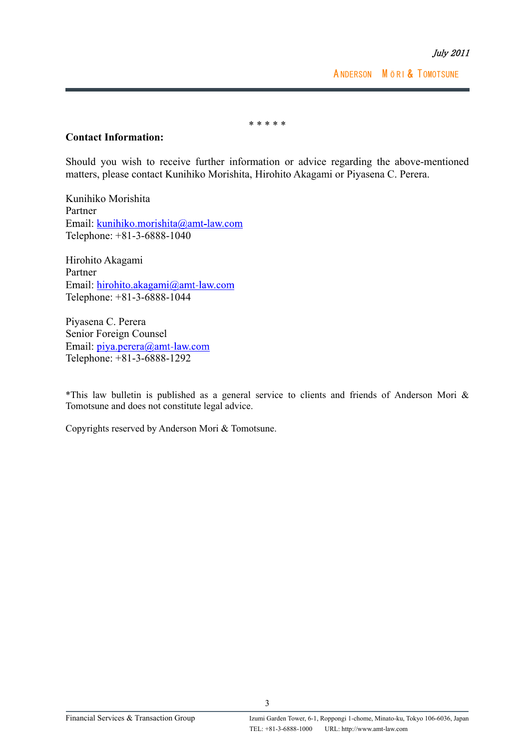\* \* \* \* \*

**Contact Information:**

Should you wish to receive further information or advice regarding the above-mentioned matters, please contact Kunihiko Morishita, Hirohito Akagami or Piyasena C. Perera.

Kunihiko Morishita
Partner
Email: kunihiko.morishita@amt-law.com
Telephone: +81-3-6888-1040

Hirohito Akagami
Partner
Email: hirohito.akagami@amt-law.com
Telephone: +81-3-6888-1044

Piyasena C. Perera
Senior Foreign Counsel
Email: piya.perera@amt-law.com
Telephone: +81-3-6888-1292

*This law bulletin is published as a general service to clients and friends of Anderson Mori & Tomotsune and does not constitute legal advice.

Copyrights reserved by Anderson Mori & Tomotsune.